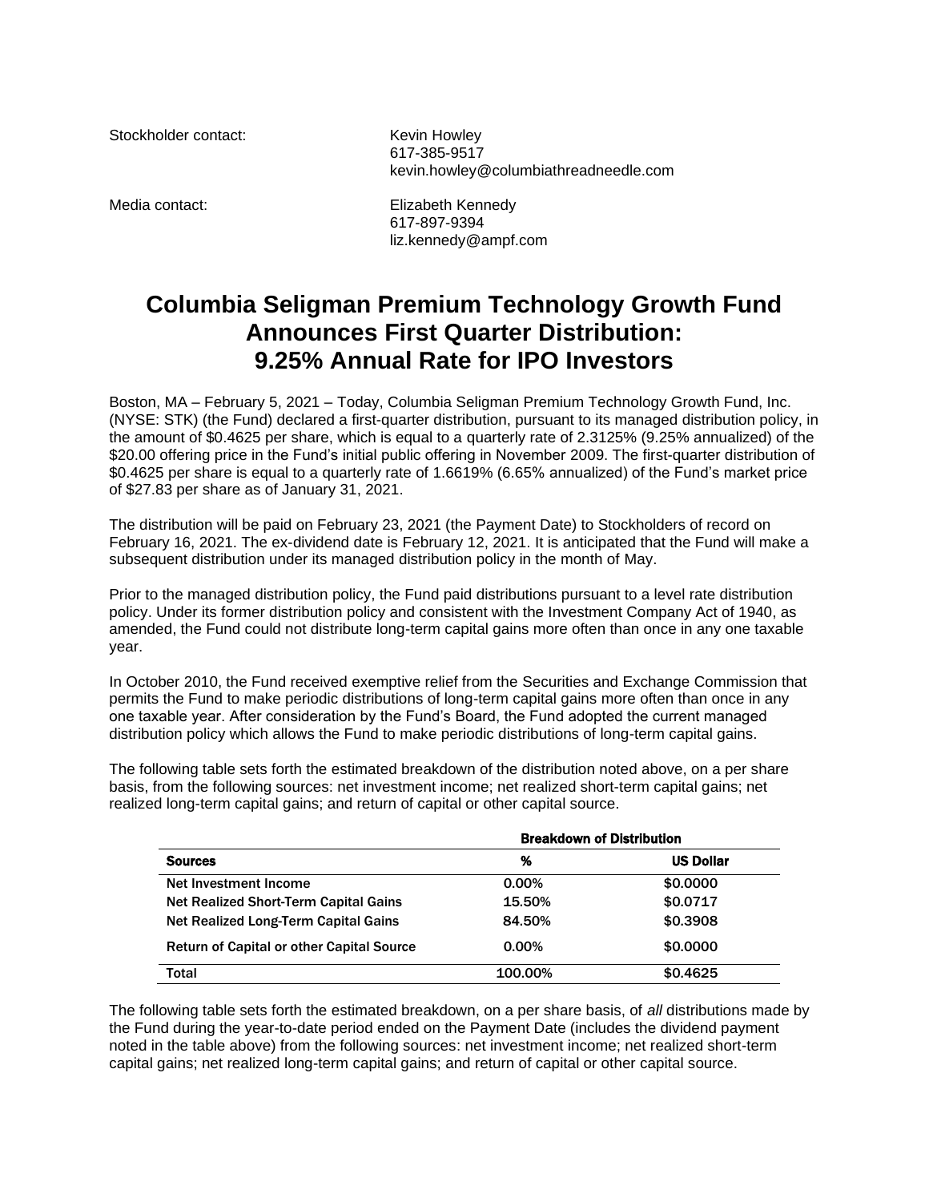Stockholder contact: Kevin Howley
617-385-9517
kevin.howley@columbiathreadneedle.com

Media contact: Elizabeth Kennedy
617-897-9394
liz.kennedy@ampf.com

# Columbia Seligman Premium Technology Growth Fund Announces First Quarter Distribution: 9.25% Annual Rate for IPO Investors

Boston, MA – February 5, 2021 – Today, Columbia Seligman Premium Technology Growth Fund, Inc. (NYSE: STK) (the Fund) declared a first-quarter distribution, pursuant to its managed distribution policy, in the amount of $0.4625 per share, which is equal to a quarterly rate of 2.3125% (9.25% annualized) of the $20.00 offering price in the Fund's initial public offering in November 2009. The first-quarter distribution of $0.4625 per share is equal to a quarterly rate of 1.6619% (6.65% annualized) of the Fund's market price of $27.83 per share as of January 31, 2021.

The distribution will be paid on February 23, 2021 (the Payment Date) to Stockholders of record on February 16, 2021. The ex-dividend date is February 12, 2021. It is anticipated that the Fund will make a subsequent distribution under its managed distribution policy in the month of May.

Prior to the managed distribution policy, the Fund paid distributions pursuant to a level rate distribution policy. Under its former distribution policy and consistent with the Investment Company Act of 1940, as amended, the Fund could not distribute long-term capital gains more often than once in any one taxable year.

In October 2010, the Fund received exemptive relief from the Securities and Exchange Commission that permits the Fund to make periodic distributions of long-term capital gains more often than once in any one taxable year. After consideration by the Fund's Board, the Fund adopted the current managed distribution policy which allows the Fund to make periodic distributions of long-term capital gains.

The following table sets forth the estimated breakdown of the distribution noted above, on a per share basis, from the following sources: net investment income; net realized short-term capital gains; net realized long-term capital gains; and return of capital or other capital source.

| | Breakdown of Distribution | |
|---|---|---|
| **Sources** | **%** | **US Dollar** |
| Net Investment Income | 0.00% | $0.0000 |
| Net Realized Short-Term Capital Gains | 15.50% | $0.0717 |
| Net Realized Long-Term Capital Gains | 84.50% | $0.3908 |
| Return of Capital or other Capital Source | 0.00% | $0.0000 |
| Total | 100.00% | $0.4625 |

The following table sets forth the estimated breakdown, on a per share basis, of *all* distributions made by the Fund during the year-to-date period ended on the Payment Date (includes the dividend payment noted in the table above) from the following sources: net investment income; net realized short-term capital gains; net realized long-term capital gains; and return of capital or other capital source.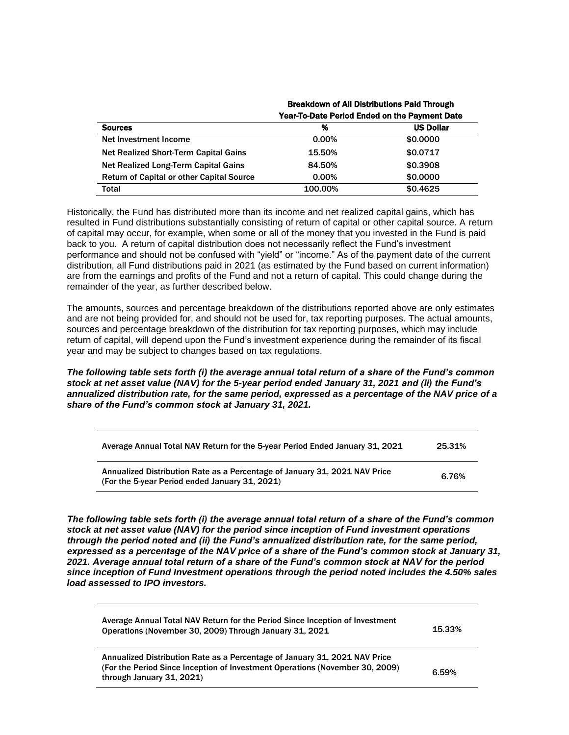| Sources | Breakdown of All Distributions Paid Through Year-To-Date Period Ended on the Payment Date | |
|---|---|---|
| | **%** | **US Dollar** |
| Net Investment Income | 0.00% | $0.0000 |
| Net Realized Short-Term Capital Gains | 15.50% | $0.0717 |
| Net Realized Long-Term Capital Gains | 84.50% | $0.3908 |
| Return of Capital or other Capital Source | 0.00% | $0.0000 |
| Total | 100.00% | $0.4625 |

Historically, the Fund has distributed more than its income and net realized capital gains, which has resulted in Fund distributions substantially consisting of return of capital or other capital source. A return of capital may occur, for example, when some or all of the money that you invested in the Fund is paid back to you. A return of capital distribution does not necessarily reflect the Fund's investment performance and should not be confused with "yield" or "income." As of the payment date of the current distribution, all Fund distributions paid in 2021 (as estimated by the Fund based on current information) are from the earnings and profits of the Fund and not a return of capital. This could change during the remainder of the year, as further described below.

The amounts, sources and percentage breakdown of the distributions reported above are only estimates and are not being provided for, and should not be used for, tax reporting purposes. The actual amounts, sources and percentage breakdown of the distribution for tax reporting purposes, which may include return of capital, will depend upon the Fund's investment experience during the remainder of its fiscal year and may be subject to changes based on tax regulations.

***The following table sets forth (i) the average annual total return of a share of the Fund's common stock at net asset value (NAV) for the 5-year period ended January 31, 2021 and (ii) the Fund's annualized distribution rate, for the same period, expressed as a percentage of the NAV price of a share of the Fund's common stock at January 31, 2021.***

| | |
|---|---|
| Average Annual Total NAV Return for the 5-year Period Ended January 31, 2021 | 25.31% |
| Annualized Distribution Rate as a Percentage of January 31, 2021 NAV Price (For the 5-year Period ended January 31, 2021) | 6.76% |

***The following table sets forth (i) the average annual total return of a share of the Fund's common stock at net asset value (NAV) for the period since inception of Fund investment operations through the period noted and (ii) the Fund's annualized distribution rate, for the same period, expressed as a percentage of the NAV price of a share of the Fund's common stock at January 31, 2021. Average annual total return of a share of the Fund's common stock at NAV for the period since inception of Fund Investment operations through the period noted includes the 4.50% sales load assessed to IPO investors.***

| | |
|---|---|
| Average Annual Total NAV Return for the Period Since Inception of Investment Operations (November 30, 2009) Through January 31, 2021 | 15.33% |
| Annualized Distribution Rate as a Percentage of January 31, 2021 NAV Price (For the Period Since Inception of Investment Operations (November 30, 2009) through January 31, 2021) | 6.59% |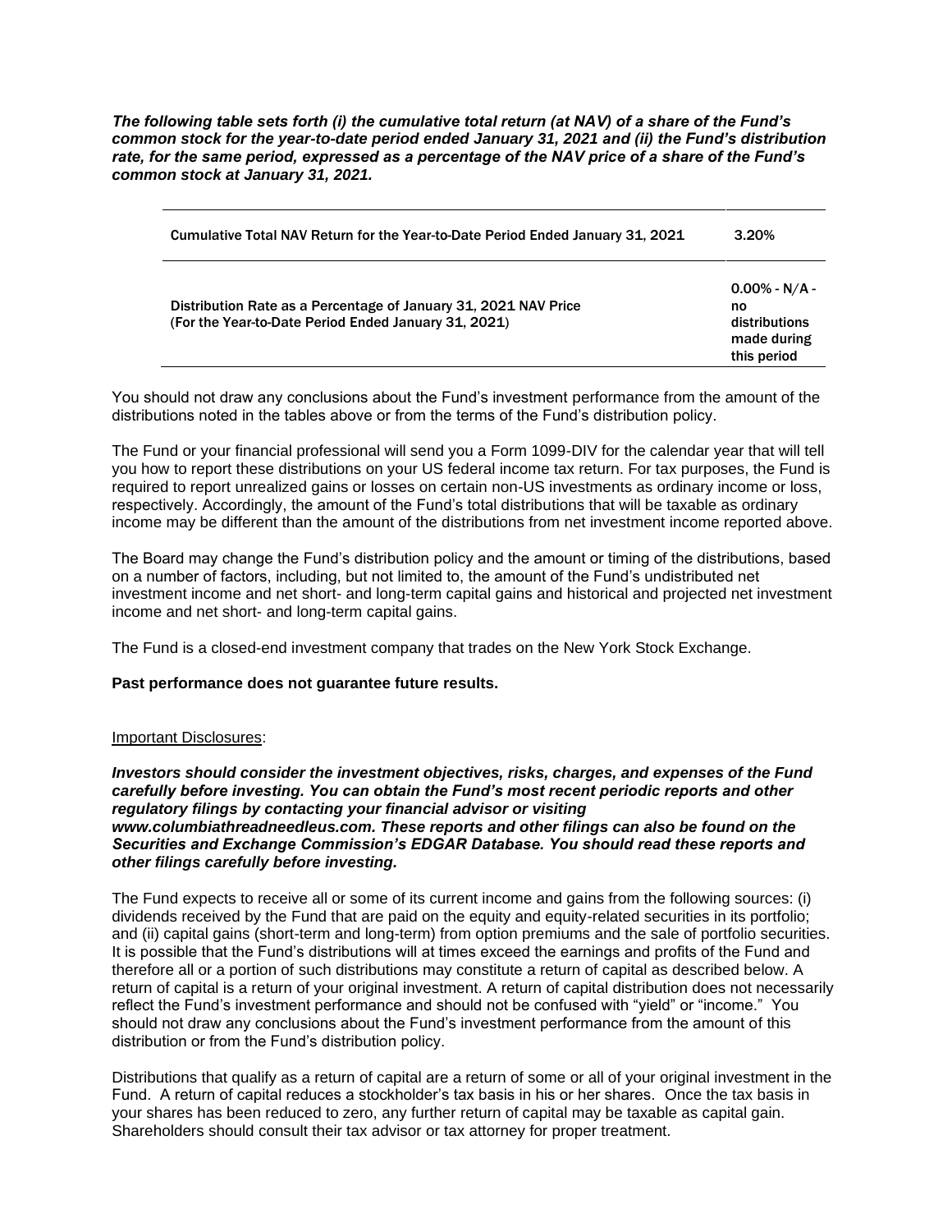***The following table sets forth (i) the cumulative total return (at NAV) of a share of the Fund's common stock for the year-to-date period ended January 31, 2021 and (ii) the Fund's distribution rate, for the same period, expressed as a percentage of the NAV price of a share of the Fund's common stock at January 31, 2021.***

| | |
|---|---|
| Cumulative Total NAV Return for the Year-to-Date Period Ended January 31, 2021 | 3.20% |
| Distribution Rate as a Percentage of January 31, 2021 NAV Price (For the Year-to-Date Period Ended January 31, 2021) | 0.00% - N/A - no distributions made during this period |

You should not draw any conclusions about the Fund's investment performance from the amount of the distributions noted in the tables above or from the terms of the Fund's distribution policy.

The Fund or your financial professional will send you a Form 1099-DIV for the calendar year that will tell you how to report these distributions on your US federal income tax return. For tax purposes, the Fund is required to report unrealized gains or losses on certain non-US investments as ordinary income or loss, respectively. Accordingly, the amount of the Fund's total distributions that will be taxable as ordinary income may be different than the amount of the distributions from net investment income reported above.

The Board may change the Fund's distribution policy and the amount or timing of the distributions, based on a number of factors, including, but not limited to, the amount of the Fund's undistributed net investment income and net short- and long-term capital gains and historical and projected net investment income and net short- and long-term capital gains.

The Fund is a closed-end investment company that trades on the New York Stock Exchange.

**Past performance does not guarantee future results.**

Important Disclosures:

***Investors should consider the investment objectives, risks, charges, and expenses of the Fund carefully before investing. You can obtain the Fund's most recent periodic reports and other regulatory filings by contacting your financial advisor or visiting www.columbiathreadneedleus.com. These reports and other filings can also be found on the Securities and Exchange Commission's EDGAR Database. You should read these reports and other filings carefully before investing.***

The Fund expects to receive all or some of its current income and gains from the following sources: (i) dividends received by the Fund that are paid on the equity and equity-related securities in its portfolio; and (ii) capital gains (short-term and long-term) from option premiums and the sale of portfolio securities. It is possible that the Fund's distributions will at times exceed the earnings and profits of the Fund and therefore all or a portion of such distributions may constitute a return of capital as described below. A return of capital is a return of your original investment. A return of capital distribution does not necessarily reflect the Fund's investment performance and should not be confused with "yield" or "income." You should not draw any conclusions about the Fund's investment performance from the amount of this distribution or from the Fund's distribution policy.

Distributions that qualify as a return of capital are a return of some or all of your original investment in the Fund. A return of capital reduces a stockholder's tax basis in his or her shares. Once the tax basis in your shares has been reduced to zero, any further return of capital may be taxable as capital gain. Shareholders should consult their tax advisor or tax attorney for proper treatment.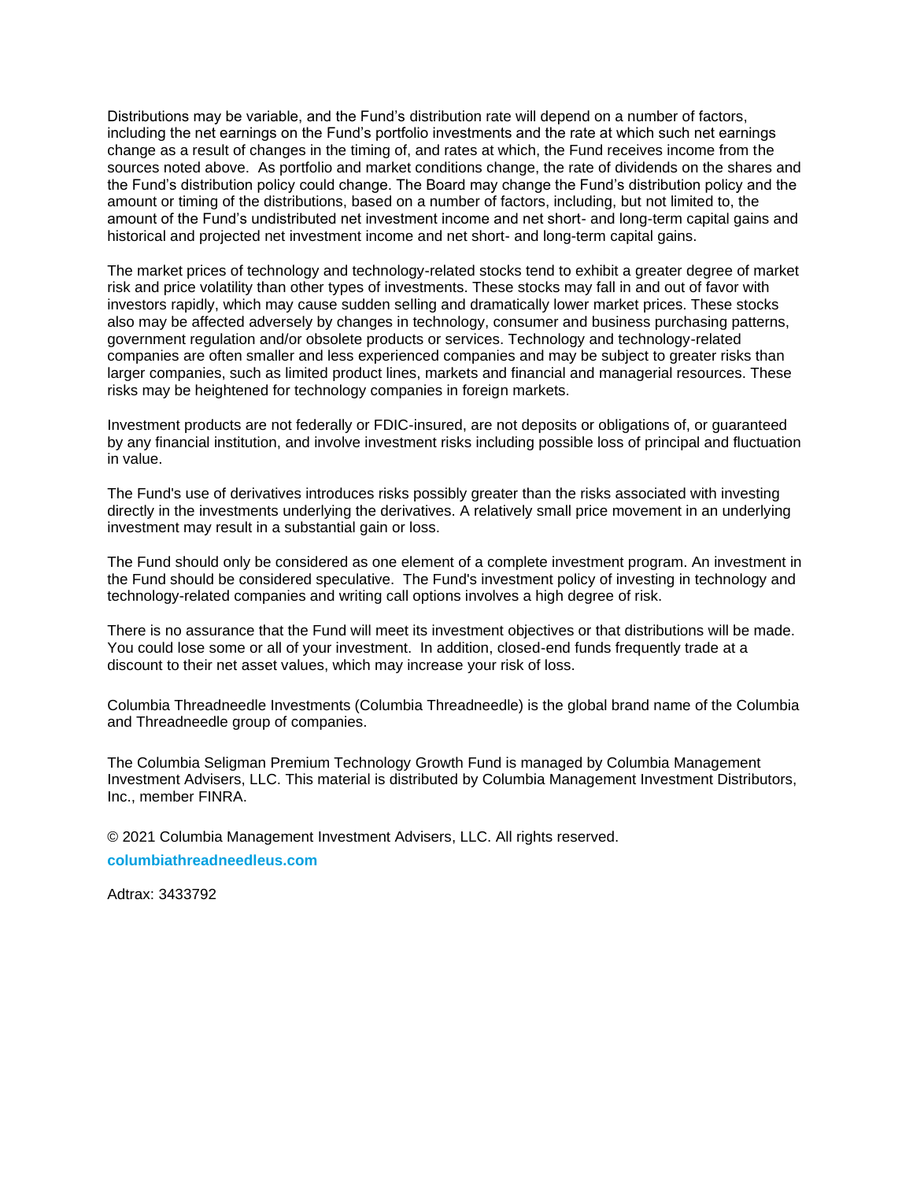Distributions may be variable, and the Fund's distribution rate will depend on a number of factors, including the net earnings on the Fund's portfolio investments and the rate at which such net earnings change as a result of changes in the timing of, and rates at which, the Fund receives income from the sources noted above. As portfolio and market conditions change, the rate of dividends on the shares and the Fund's distribution policy could change. The Board may change the Fund's distribution policy and the amount or timing of the distributions, based on a number of factors, including, but not limited to, the amount of the Fund's undistributed net investment income and net short- and long-term capital gains and historical and projected net investment income and net short- and long-term capital gains.

The market prices of technology and technology-related stocks tend to exhibit a greater degree of market risk and price volatility than other types of investments. These stocks may fall in and out of favor with investors rapidly, which may cause sudden selling and dramatically lower market prices. These stocks also may be affected adversely by changes in technology, consumer and business purchasing patterns, government regulation and/or obsolete products or services. Technology and technology-related companies are often smaller and less experienced companies and may be subject to greater risks than larger companies, such as limited product lines, markets and financial and managerial resources. These risks may be heightened for technology companies in foreign markets.

Investment products are not federally or FDIC-insured, are not deposits or obligations of, or guaranteed by any financial institution, and involve investment risks including possible loss of principal and fluctuation in value.

The Fund's use of derivatives introduces risks possibly greater than the risks associated with investing directly in the investments underlying the derivatives. A relatively small price movement in an underlying investment may result in a substantial gain or loss.

The Fund should only be considered as one element of a complete investment program. An investment in the Fund should be considered speculative. The Fund's investment policy of investing in technology and technology-related companies and writing call options involves a high degree of risk.

There is no assurance that the Fund will meet its investment objectives or that distributions will be made. You could lose some or all of your investment. In addition, closed-end funds frequently trade at a discount to their net asset values, which may increase your risk of loss.

Columbia Threadneedle Investments (Columbia Threadneedle) is the global brand name of the Columbia and Threadneedle group of companies.

The Columbia Seligman Premium Technology Growth Fund is managed by Columbia Management Investment Advisers, LLC. This material is distributed by Columbia Management Investment Distributors, Inc., member FINRA.

© 2021 Columbia Management Investment Advisers, LLC. All rights reserved.

**columbiathreadneedleus.com**

Adtrax: 3433792